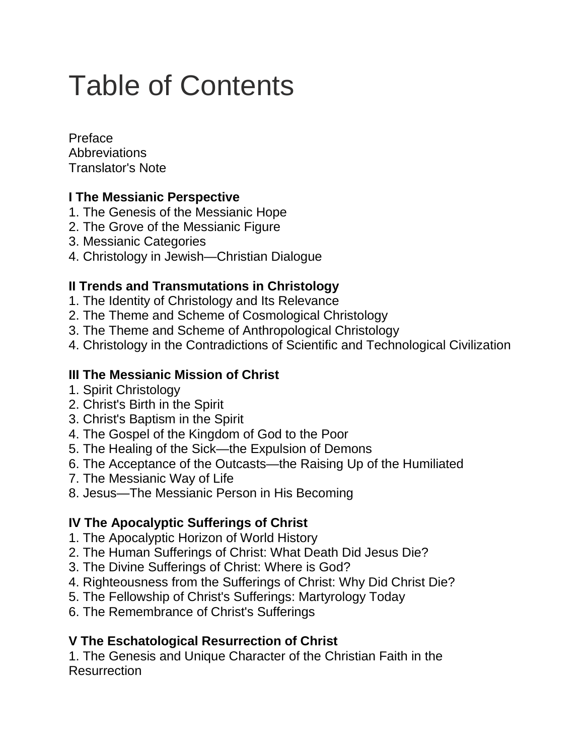# Table of Contents

Preface
Abbreviations
Translator's Note

**I The Messianic Perspective**
1. The Genesis of the Messianic Hope
2. The Grove of the Messianic Figure
3. Messianic Categories
4. Christology in Jewish—Christian Dialogue

**II Trends and Transmutations in Christology**
1. The Identity of Christology and Its Relevance
2. The Theme and Scheme of Cosmological Christology
3. The Theme and Scheme of Anthropological Christology
4. Christology in the Contradictions of Scientific and Technological Civilization

**III The Messianic Mission of Christ**
1. Spirit Christology
2. Christ's Birth in the Spirit
3. Christ's Baptism in the Spirit
4. The Gospel of the Kingdom of God to the Poor
5. The Healing of the Sick—the Expulsion of Demons
6. The Acceptance of the Outcasts—the Raising Up of the Humiliated
7. The Messianic Way of Life
8. Jesus—The Messianic Person in His Becoming

**IV The Apocalyptic Sufferings of Christ**
1. The Apocalyptic Horizon of World History
2. The Human Sufferings of Christ: What Death Did Jesus Die?
3. The Divine Sufferings of Christ: Where is God?
4. Righteousness from the Sufferings of Christ: Why Did Christ Die?
5. The Fellowship of Christ's Sufferings: Martyrology Today
6. The Remembrance of Christ's Sufferings

**V The Eschatological Resurrection of Christ**
1. The Genesis and Unique Character of the Christian Faith in the Resurrection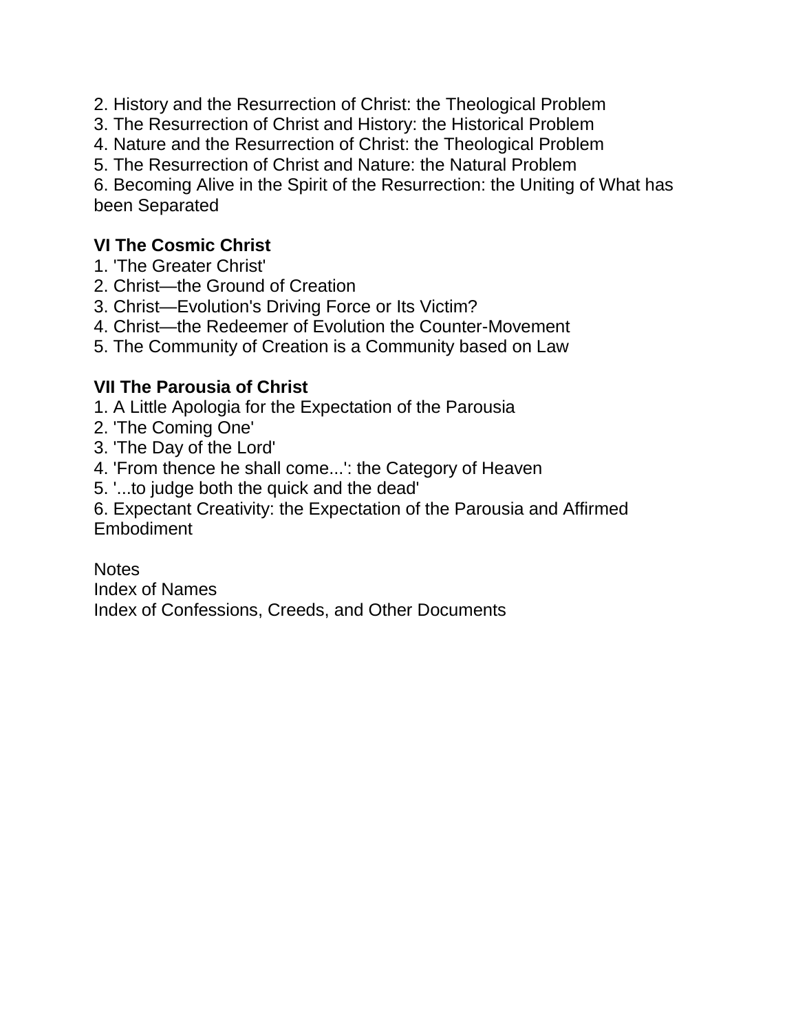2. History and the Resurrection of Christ: the Theological Problem
3. The Resurrection of Christ and History: the Historical Problem
4. Nature and the Resurrection of Christ: the Theological Problem
5. The Resurrection of Christ and Nature: the Natural Problem
6. Becoming Alive in the Spirit of the Resurrection: the Uniting of What has been Separated

**VI The Cosmic Christ**

1. 'The Greater Christ'
2. Christ—the Ground of Creation
3. Christ—Evolution's Driving Force or Its Victim?
4. Christ—the Redeemer of Evolution the Counter-Movement
5. The Community of Creation is a Community based on Law

**VII The Parousia of Christ**

1. A Little Apologia for the Expectation of the Parousia
2. 'The Coming One'
3. 'The Day of the Lord'
4. 'From thence he shall come...': the Category of Heaven
5. '...to judge both the quick and the dead'
6. Expectant Creativity: the Expectation of the Parousia and Affirmed Embodiment

Notes
Index of Names
Index of Confessions, Creeds, and Other Documents